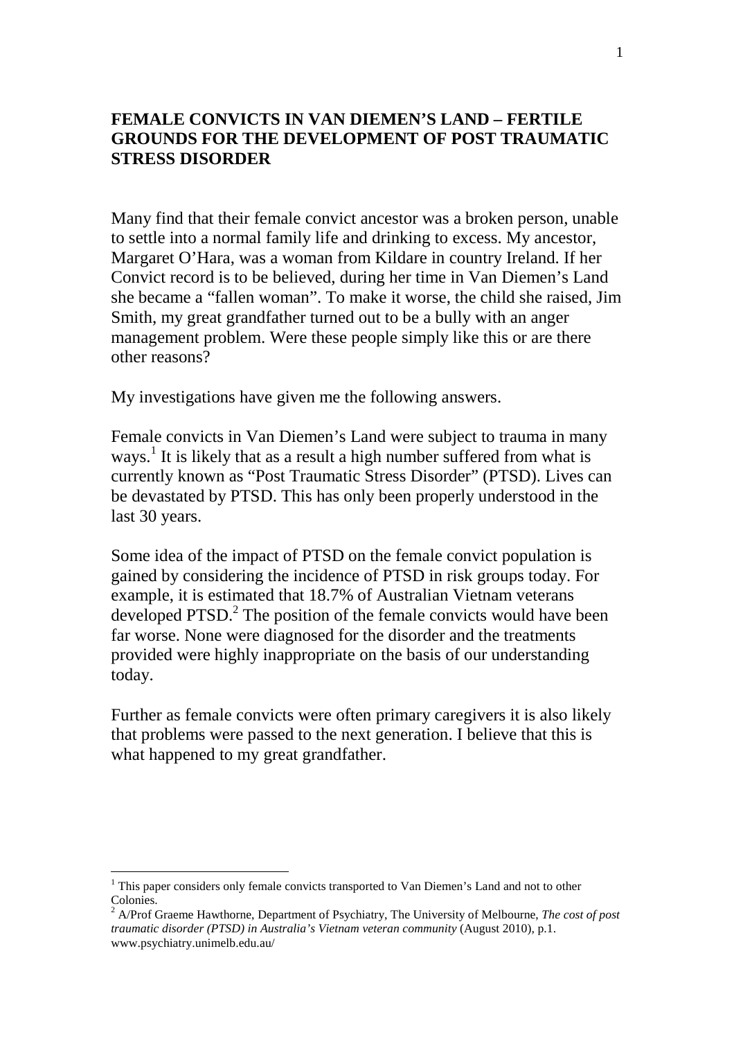# FEMALE CONVICTS IN VAN DIEMEN'S LAND – FERTILE GROUNDS FOR THE DEVELOPMENT OF POST TRAUMATIC STRESS DISORDER

Many find that their female convict ancestor was a broken person, unable to settle into a normal family life and drinking to excess. My ancestor, Margaret O'Hara, was a woman from Kildare in country Ireland. If her Convict record is to be believed, during her time in Van Diemen's Land she became a "fallen woman". To make it worse, the child she raised, Jim Smith, my great grandfather turned out to be a bully with an anger management problem. Were these people simply like this or are there other reasons?

My investigations have given me the following answers.

Female convicts in Van Diemen's Land were subject to trauma in many ways.[1] It is likely that as a result a high number suffered from what is currently known as "Post Traumatic Stress Disorder" (PTSD). Lives can be devastated by PTSD. This has only been properly understood in the last 30 years.

Some idea of the impact of PTSD on the female convict population is gained by considering the incidence of PTSD in risk groups today. For example, it is estimated that 18.7% of Australian Vietnam veterans developed PTSD.[2] The position of the female convicts would have been far worse. None were diagnosed for the disorder and the treatments provided were highly inappropriate on the basis of our understanding today.

Further as female convicts were often primary caregivers it is also likely that problems were passed to the next generation. I believe that this is what happened to my great grandfather.

---

[1] This paper considers only female convicts transported to Van Diemen's Land and not to other Colonies.

[2] A/Prof Graeme Hawthorne, Department of Psychiatry, The University of Melbourne, *The cost of post traumatic disorder (PTSD) in Australia's Vietnam veteran community* (August 2010), p.1. www.psychiatry.unimelb.edu.au/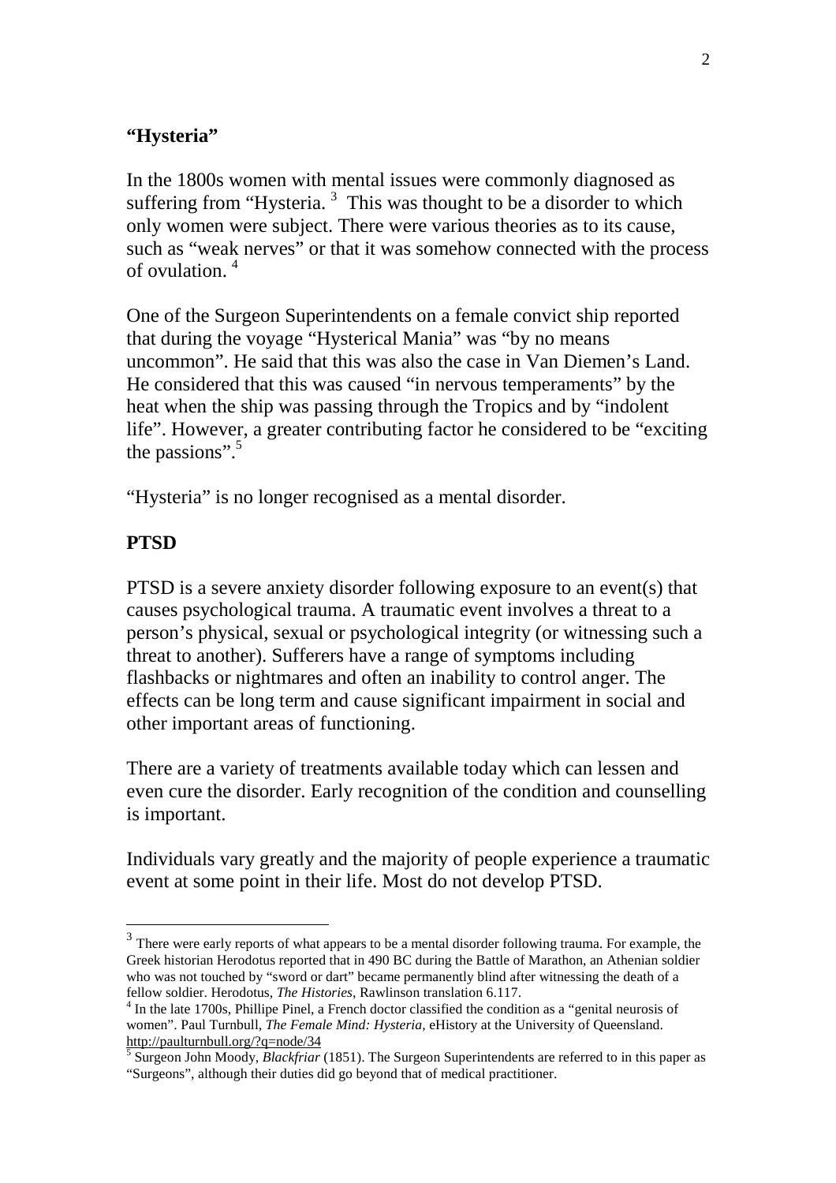## "Hysteria"

In the 1800s women with mental issues were commonly diagnosed as suffering from "Hysteria. [3] This was thought to be a disorder to which only women were subject. There were various theories as to its cause, such as "weak nerves" or that it was somehow connected with the process of ovulation. [4]

One of the Surgeon Superintendents on a female convict ship reported that during the voyage "Hysterical Mania" was "by no means uncommon". He said that this was also the case in Van Diemen's Land. He considered that this was caused "in nervous temperaments" by the heat when the ship was passing through the Tropics and by "indolent life". However, a greater contributing factor he considered to be "exciting the passions".[5]

"Hysteria" is no longer recognised as a mental disorder.

## PTSD

PTSD is a severe anxiety disorder following exposure to an event(s) that causes psychological trauma. A traumatic event involves a threat to a person's physical, sexual or psychological integrity (or witnessing such a threat to another). Sufferers have a range of symptoms including flashbacks or nightmares and often an inability to control anger. The effects can be long term and cause significant impairment in social and other important areas of functioning.

There are a variety of treatments available today which can lessen and even cure the disorder. Early recognition of the condition and counselling is important.

Individuals vary greatly and the majority of people experience a traumatic event at some point in their life. Most do not develop PTSD.

---

[3] There were early reports of what appears to be a mental disorder following trauma. For example, the Greek historian Herodotus reported that in 490 BC during the Battle of Marathon, an Athenian soldier who was not touched by "sword or dart" became permanently blind after witnessing the death of a fellow soldier. Herodotus, *The Histories*, Rawlinson translation 6.117.

[4] In the late 1700s, Phillipe Pinel, a French doctor classified the condition as a "genital neurosis of women". Paul Turnbull, *The Female Mind: Hysteria*, eHistory at the University of Queensland. http://paulturnbull.org/?q=node/34

[5] Surgeon John Moody, *Blackfriar* (1851). The Surgeon Superintendents are referred to in this paper as "Surgeons", although their duties did go beyond that of medical practitioner.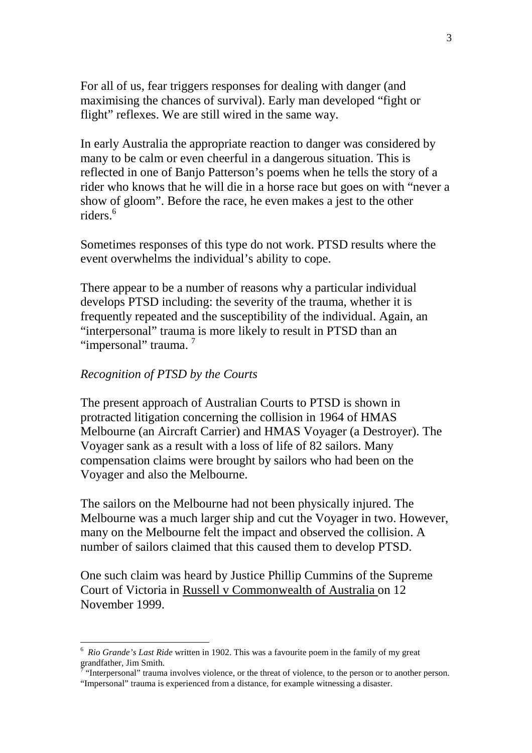For all of us, fear triggers responses for dealing with danger (and maximising the chances of survival). Early man developed "fight or flight" reflexes. We are still wired in the same way.

In early Australia the appropriate reaction to danger was considered by many to be calm or even cheerful in a dangerous situation. This is reflected in one of Banjo Patterson's poems when he tells the story of a rider who knows that he will die in a horse race but goes on with "never a show of gloom". Before the race, he even makes a jest to the other riders.[6]

Sometimes responses of this type do not work. PTSD results where the event overwhelms the individual's ability to cope.

There appear to be a number of reasons why a particular individual develops PTSD including: the severity of the trauma, whether it is frequently repeated and the susceptibility of the individual. Again, an "interpersonal" trauma is more likely to result in PTSD than an "impersonal" trauma. [7]

*Recognition of PTSD by the Courts*

The present approach of Australian Courts to PTSD is shown in protracted litigation concerning the collision in 1964 of HMAS Melbourne (an Aircraft Carrier) and HMAS Voyager (a Destroyer). The Voyager sank as a result with a loss of life of 82 sailors. Many compensation claims were brought by sailors who had been on the Voyager and also the Melbourne.

The sailors on the Melbourne had not been physically injured. The Melbourne was a much larger ship and cut the Voyager in two. However, many on the Melbourne felt the impact and observed the collision. A number of sailors claimed that this caused them to develop PTSD.

One such claim was heard by Justice Phillip Cummins of the Supreme Court of Victoria in Russell v Commonwealth of Australia on 12 November 1999.

---

[6] *Rio Grande's Last Ride* written in 1902. This was a favourite poem in the family of my great grandfather, Jim Smith.

[7] "Interpersonal" trauma involves violence, or the threat of violence, to the person or to another person. "Impersonal" trauma is experienced from a distance, for example witnessing a disaster.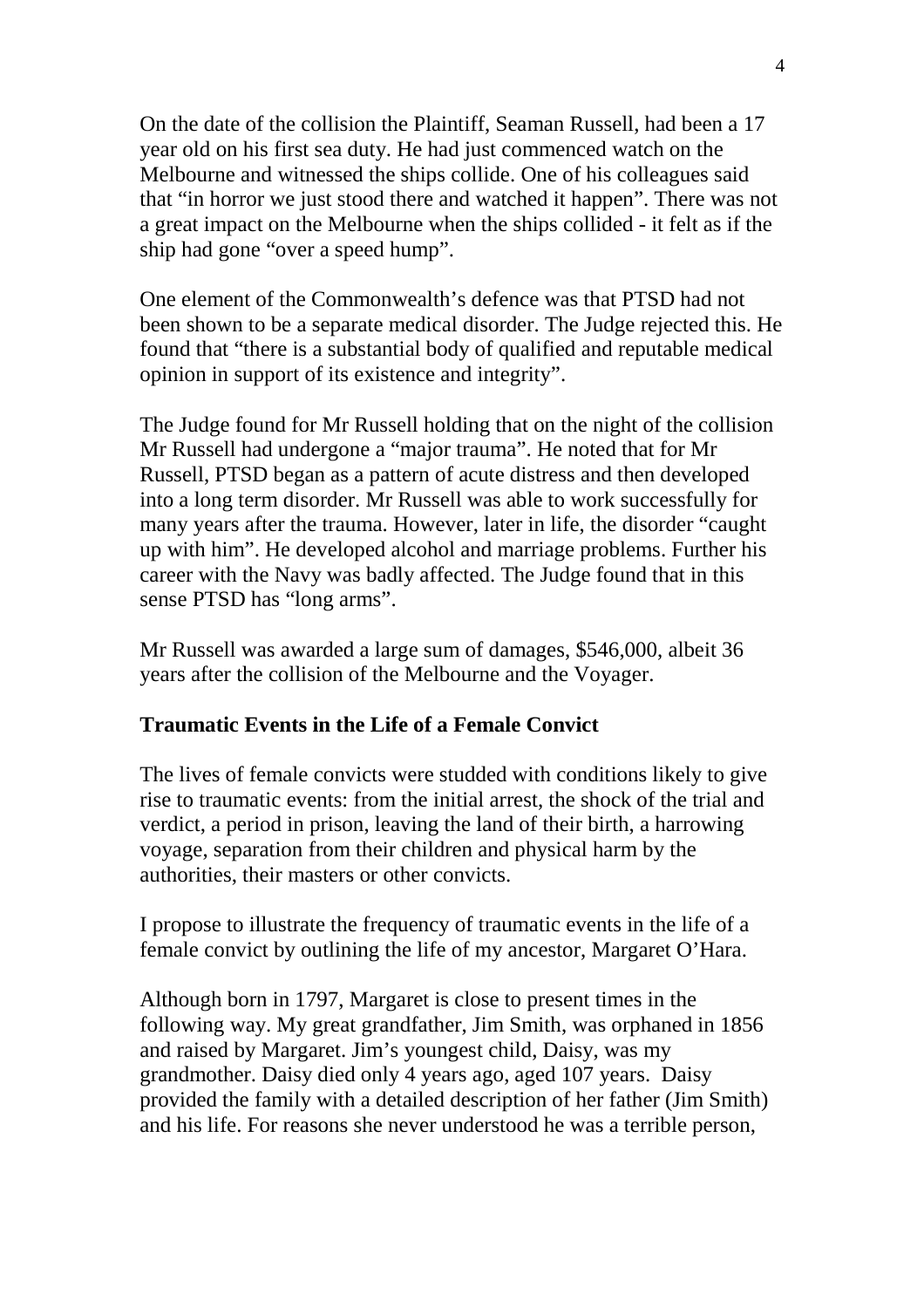On the date of the collision the Plaintiff, Seaman Russell, had been a 17 year old on his first sea duty. He had just commenced watch on the Melbourne and witnessed the ships collide. One of his colleagues said that "in horror we just stood there and watched it happen". There was not a great impact on the Melbourne when the ships collided - it felt as if the ship had gone "over a speed hump".

One element of the Commonwealth's defence was that PTSD had not been shown to be a separate medical disorder. The Judge rejected this. He found that "there is a substantial body of qualified and reputable medical opinion in support of its existence and integrity".

The Judge found for Mr Russell holding that on the night of the collision Mr Russell had undergone a "major trauma". He noted that for Mr Russell, PTSD began as a pattern of acute distress and then developed into a long term disorder. Mr Russell was able to work successfully for many years after the trauma. However, later in life, the disorder "caught up with him". He developed alcohol and marriage problems. Further his career with the Navy was badly affected. The Judge found that in this sense PTSD has "long arms".

Mr Russell was awarded a large sum of damages, $546,000, albeit 36 years after the collision of the Melbourne and the Voyager.

**Traumatic Events in the Life of a Female Convict**

The lives of female convicts were studded with conditions likely to give rise to traumatic events: from the initial arrest, the shock of the trial and verdict, a period in prison, leaving the land of their birth, a harrowing voyage, separation from their children and physical harm by the authorities, their masters or other convicts.

I propose to illustrate the frequency of traumatic events in the life of a female convict by outlining the life of my ancestor, Margaret O'Hara.

Although born in 1797, Margaret is close to present times in the following way. My great grandfather, Jim Smith, was orphaned in 1856 and raised by Margaret. Jim's youngest child, Daisy, was my grandmother. Daisy died only 4 years ago, aged 107 years. Daisy provided the family with a detailed description of her father (Jim Smith) and his life. For reasons she never understood he was a terrible person,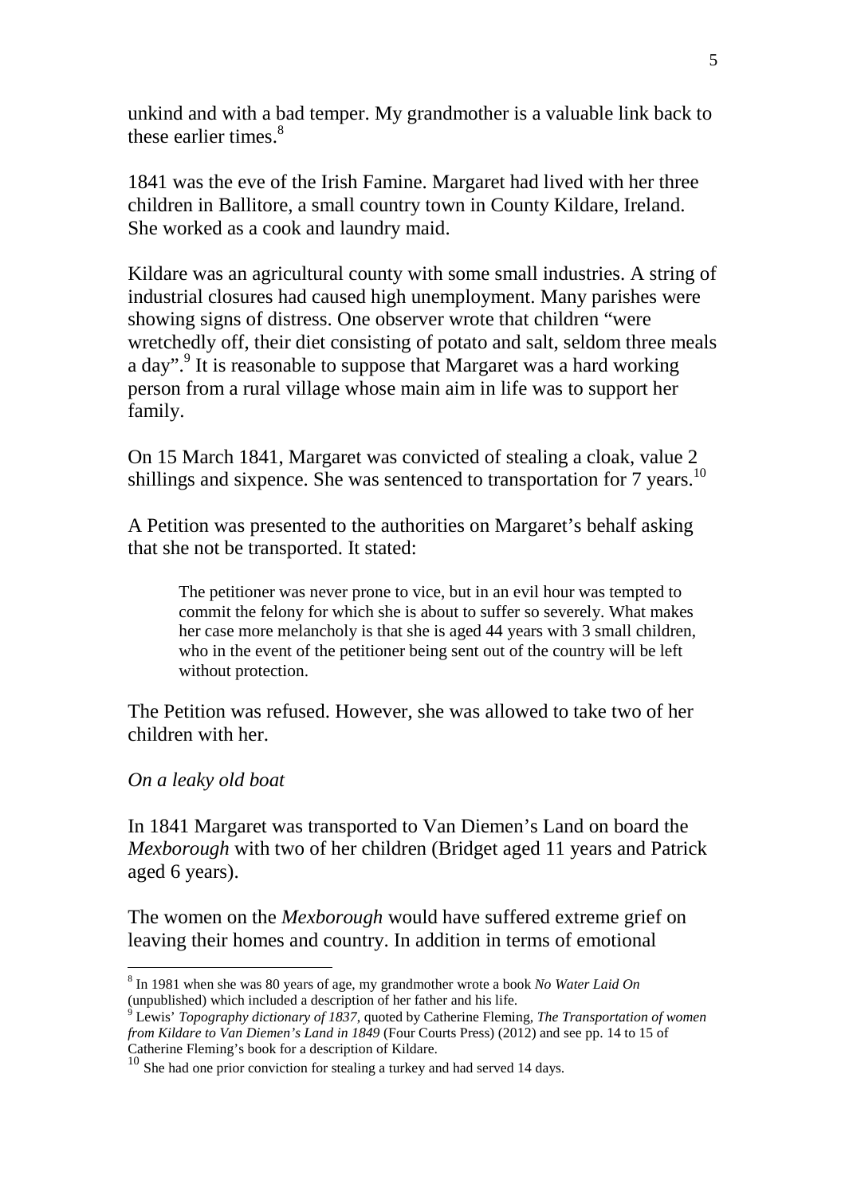unkind and with a bad temper. My grandmother is a valuable link back to these earlier times.[8]

1841 was the eve of the Irish Famine. Margaret had lived with her three children in Ballitore, a small country town in County Kildare, Ireland. She worked as a cook and laundry maid.

Kildare was an agricultural county with some small industries. A string of industrial closures had caused high unemployment. Many parishes were showing signs of distress. One observer wrote that children "were wretchedly off, their diet consisting of potato and salt, seldom three meals a day".[9] It is reasonable to suppose that Margaret was a hard working person from a rural village whose main aim in life was to support her family.

On 15 March 1841, Margaret was convicted of stealing a cloak, value 2 shillings and sixpence. She was sentenced to transportation for 7 years.[10]

A Petition was presented to the authorities on Margaret's behalf asking that she not be transported. It stated:

> The petitioner was never prone to vice, but in an evil hour was tempted to commit the felony for which she is about to suffer so severely. What makes her case more melancholy is that she is aged 44 years with 3 small children, who in the event of the petitioner being sent out of the country will be left without protection.

The Petition was refused. However, she was allowed to take two of her children with her.

*On a leaky old boat*

In 1841 Margaret was transported to Van Diemen's Land on board the *Mexborough* with two of her children (Bridget aged 11 years and Patrick aged 6 years).

The women on the *Mexborough* would have suffered extreme grief on leaving their homes and country. In addition in terms of emotional

---

[8] In 1981 when she was 80 years of age, my grandmother wrote a book *No Water Laid On* (unpublished) which included a description of her father and his life.

[9] Lewis' *Topography dictionary of 1837*, quoted by Catherine Fleming, *The Transportation of women from Kildare to Van Diemen's Land in 1849* (Four Courts Press) (2012) and see pp. 14 to 15 of Catherine Fleming's book for a description of Kildare.

[10] She had one prior conviction for stealing a turkey and had served 14 days.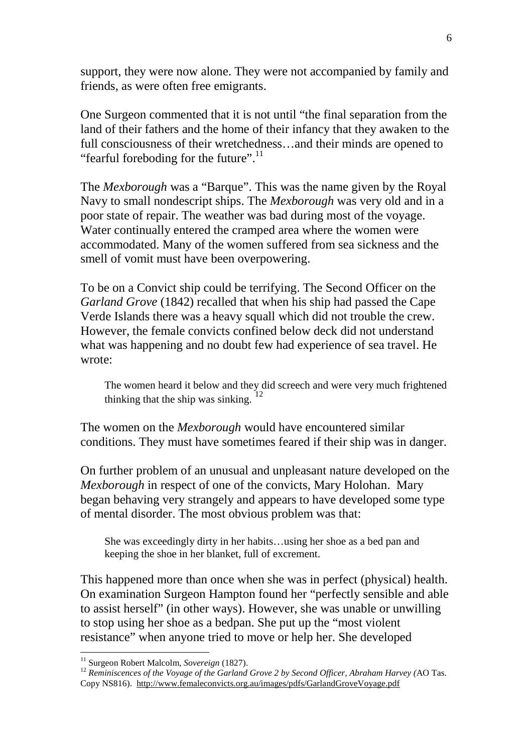support, they were now alone. They were not accompanied by family and friends, as were often free emigrants.

One Surgeon commented that it is not until "the final separation from the land of their fathers and the home of their infancy that they awaken to the full consciousness of their wretchedness…and their minds are opened to "fearful foreboding for the future".[11]

The *Mexborough* was a "Barque". This was the name given by the Royal Navy to small nondescript ships. The *Mexborough* was very old and in a poor state of repair. The weather was bad during most of the voyage. Water continually entered the cramped area where the women were accommodated. Many of the women suffered from sea sickness and the smell of vomit must have been overpowering.

To be on a Convict ship could be terrifying. The Second Officer on the *Garland Grove* (1842) recalled that when his ship had passed the Cape Verde Islands there was a heavy squall which did not trouble the crew. However, the female convicts confined below deck did not understand what was happening and no doubt few had experience of sea travel. He wrote:

> The women heard it below and they did screech and were very much frightened thinking that the ship was sinking. [12]

The women on the *Mexborough* would have encountered similar conditions. They must have sometimes feared if their ship was in danger.

On further problem of an unusual and unpleasant nature developed on the *Mexborough* in respect of one of the convicts, Mary Holohan. Mary began behaving very strangely and appears to have developed some type of mental disorder. The most obvious problem was that:

> She was exceedingly dirty in her habits…using her shoe as a bed pan and keeping the shoe in her blanket, full of excrement.

This happened more than once when she was in perfect (physical) health. On examination Surgeon Hampton found her "perfectly sensible and able to assist herself" (in other ways). However, she was unable or unwilling to stop using her shoe as a bedpan. She put up the "most violent resistance" when anyone tried to move or help her. She developed

---

[11] Surgeon Robert Malcolm, *Sovereign* (1827).

[12] *Reminiscences of the Voyage of the Garland Grove 2 by Second Officer, Abraham Harvey (*AO Tas. Copy NS816). http://www.femaleconvicts.org.au/images/pdfs/GarlandGroveVoyage.pdf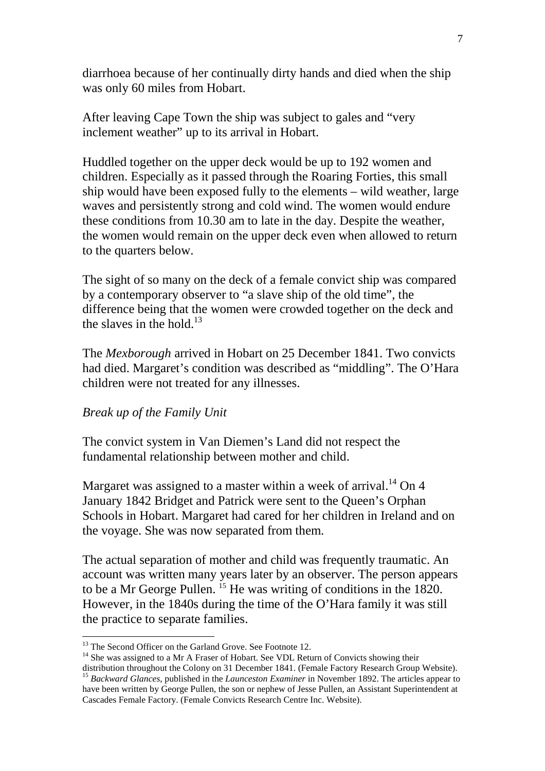diarrhoea because of her continually dirty hands and died when the ship was only 60 miles from Hobart.

After leaving Cape Town the ship was subject to gales and "very inclement weather" up to its arrival in Hobart.

Huddled together on the upper deck would be up to 192 women and children. Especially as it passed through the Roaring Forties, this small ship would have been exposed fully to the elements – wild weather, large waves and persistently strong and cold wind. The women would endure these conditions from 10.30 am to late in the day. Despite the weather, the women would remain on the upper deck even when allowed to return to the quarters below.

The sight of so many on the deck of a female convict ship was compared by a contemporary observer to "a slave ship of the old time", the difference being that the women were crowded together on the deck and the slaves in the hold.[13]

The *Mexborough* arrived in Hobart on 25 December 1841. Two convicts had died. Margaret's condition was described as "middling". The O'Hara children were not treated for any illnesses.

*Break up of the Family Unit*

The convict system in Van Diemen's Land did not respect the fundamental relationship between mother and child.

Margaret was assigned to a master within a week of arrival.[14] On 4 January 1842 Bridget and Patrick were sent to the Queen's Orphan Schools in Hobart. Margaret had cared for her children in Ireland and on the voyage. She was now separated from them.

The actual separation of mother and child was frequently traumatic. An account was written many years later by an observer. The person appears to be a Mr George Pullen. [15] He was writing of conditions in the 1820. However, in the 1840s during the time of the O'Hara family it was still the practice to separate families.

---

[13] The Second Officer on the Garland Grove. See Footnote 12.

[14] She was assigned to a Mr A Fraser of Hobart. See VDL Return of Convicts showing their distribution throughout the Colony on 31 December 1841. (Female Factory Research Group Website).

[15] *Backward Glances*, published in the *Launceston Examiner* in November 1892. The articles appear to have been written by George Pullen, the son or nephew of Jesse Pullen, an Assistant Superintendent at Cascades Female Factory. (Female Convicts Research Centre Inc. Website).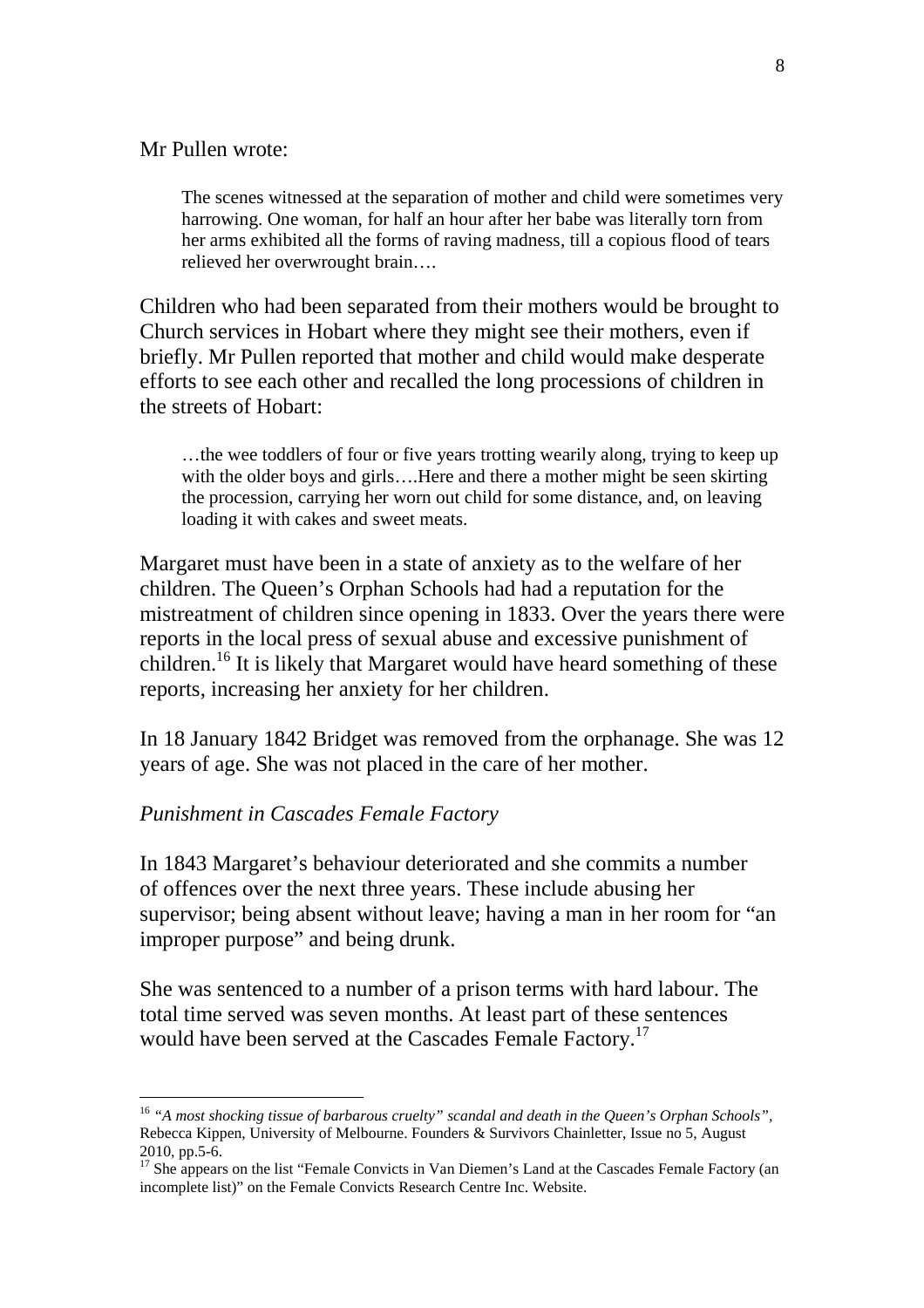Mr Pullen wrote:

> The scenes witnessed at the separation of mother and child were sometimes very harrowing. One woman, for half an hour after her babe was literally torn from her arms exhibited all the forms of raving madness, till a copious flood of tears relieved her overwrought brain….

Children who had been separated from their mothers would be brought to Church services in Hobart where they might see their mothers, even if briefly. Mr Pullen reported that mother and child would make desperate efforts to see each other and recalled the long processions of children in the streets of Hobart:

> …the wee toddlers of four or five years trotting wearily along, trying to keep up with the older boys and girls….Here and there a mother might be seen skirting the procession, carrying her worn out child for some distance, and, on leaving loading it with cakes and sweet meats.

Margaret must have been in a state of anxiety as to the welfare of her children. The Queen's Orphan Schools had had a reputation for the mistreatment of children since opening in 1833. Over the years there were reports in the local press of sexual abuse and excessive punishment of children.[16] It is likely that Margaret would have heard something of these reports, increasing her anxiety for her children.

In 18 January 1842 Bridget was removed from the orphanage. She was 12 years of age. She was not placed in the care of her mother.

*Punishment in Cascades Female Factory*

In 1843 Margaret's behaviour deteriorated and she commits a number of offences over the next three years. These include abusing her supervisor; being absent without leave; having a man in her room for "an improper purpose" and being drunk.

She was sentenced to a number of a prison terms with hard labour. The total time served was seven months. At least part of these sentences would have been served at the Cascades Female Factory.[17]

---

[16] *"A most shocking tissue of barbarous cruelty" scandal and death in the Queen's Orphan Schools"*, Rebecca Kippen, University of Melbourne. Founders & Survivors Chainletter, Issue no 5, August 2010, pp.5-6.

[17] She appears on the list "Female Convicts in Van Diemen's Land at the Cascades Female Factory (an incomplete list)" on the Female Convicts Research Centre Inc. Website.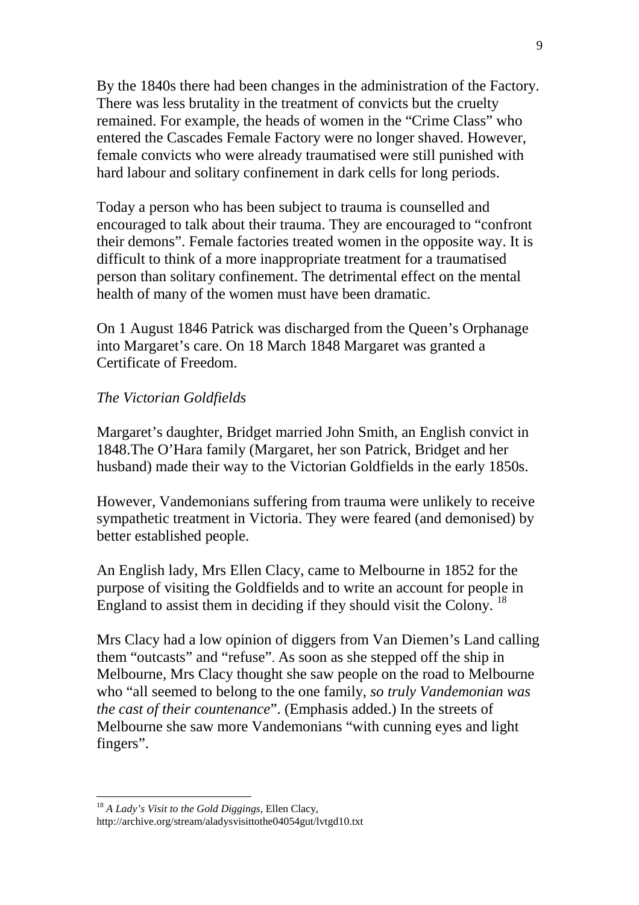By the 1840s there had been changes in the administration of the Factory. There was less brutality in the treatment of convicts but the cruelty remained. For example, the heads of women in the "Crime Class" who entered the Cascades Female Factory were no longer shaved. However, female convicts who were already traumatised were still punished with hard labour and solitary confinement in dark cells for long periods.

Today a person who has been subject to trauma is counselled and encouraged to talk about their trauma. They are encouraged to "confront their demons". Female factories treated women in the opposite way. It is difficult to think of a more inappropriate treatment for a traumatised person than solitary confinement. The detrimental effect on the mental health of many of the women must have been dramatic.

On 1 August 1846 Patrick was discharged from the Queen's Orphanage into Margaret's care. On 18 March 1848 Margaret was granted a Certificate of Freedom.

*The Victorian Goldfields*

Margaret's daughter, Bridget married John Smith, an English convict in 1848.The O'Hara family (Margaret, her son Patrick, Bridget and her husband) made their way to the Victorian Goldfields in the early 1850s.

However, Vandemonians suffering from trauma were unlikely to receive sympathetic treatment in Victoria. They were feared (and demonised) by better established people.

An English lady, Mrs Ellen Clacy, came to Melbourne in 1852 for the purpose of visiting the Goldfields and to write an account for people in England to assist them in deciding if they should visit the Colony. [18]

Mrs Clacy had a low opinion of diggers from Van Diemen's Land calling them "outcasts" and "refuse". As soon as she stepped off the ship in Melbourne, Mrs Clacy thought she saw people on the road to Melbourne who "all seemed to belong to the one family, *so truly Vandemonian was the cast of their countenance*". (Emphasis added.) In the streets of Melbourne she saw more Vandemonians "with cunning eyes and light fingers".

---

[18] *A Lady's Visit to the Gold Diggings,* Ellen Clacy, http://archive.org/stream/aladysvisittothe04054gut/lvtgd10.txt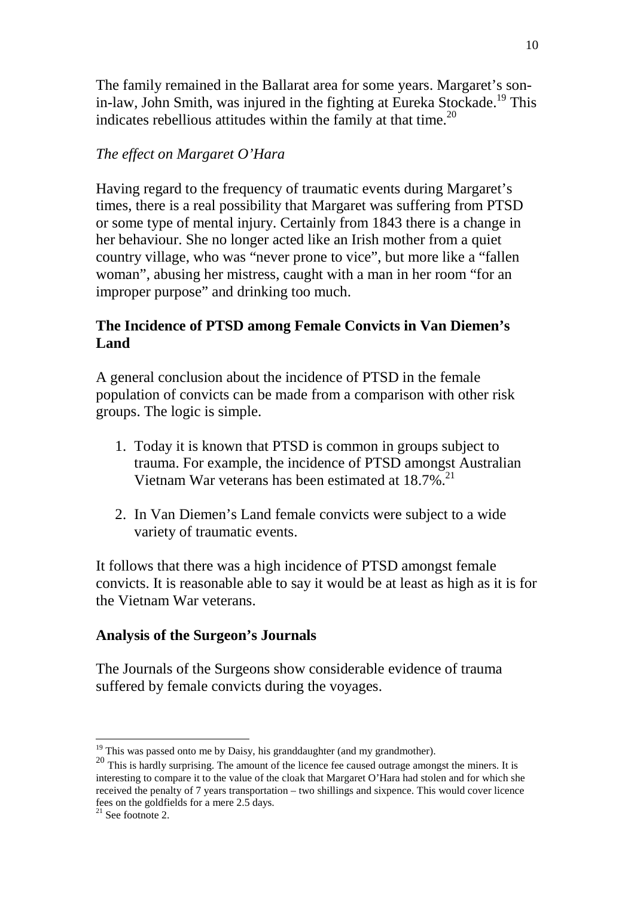The family remained in the Ballarat area for some years. Margaret's son-in-law, John Smith, was injured in the fighting at Eureka Stockade.[19] This indicates rebellious attitudes within the family at that time.[20]

*The effect on Margaret O'Hara*

Having regard to the frequency of traumatic events during Margaret's times, there is a real possibility that Margaret was suffering from PTSD or some type of mental injury. Certainly from 1843 there is a change in her behaviour. She no longer acted like an Irish mother from a quiet country village, who was "never prone to vice", but more like a "fallen woman", abusing her mistress, caught with a man in her room "for an improper purpose" and drinking too much.

## The Incidence of PTSD among Female Convicts in Van Diemen's Land

A general conclusion about the incidence of PTSD in the female population of convicts can be made from a comparison with other risk groups. The logic is simple.

1. Today it is known that PTSD is common in groups subject to trauma. For example, the incidence of PTSD amongst Australian Vietnam War veterans has been estimated at 18.7%.[21]

2. In Van Diemen's Land female convicts were subject to a wide variety of traumatic events.

It follows that there was a high incidence of PTSD amongst female convicts. It is reasonable able to say it would be at least as high as it is for the Vietnam War veterans.

## Analysis of the Surgeon's Journals

The Journals of the Surgeons show considerable evidence of trauma suffered by female convicts during the voyages.

---

[19] This was passed onto me by Daisy, his granddaughter (and my grandmother).

[20] This is hardly surprising. The amount of the licence fee caused outrage amongst the miners. It is interesting to compare it to the value of the cloak that Margaret O'Hara had stolen and for which she received the penalty of 7 years transportation – two shillings and sixpence. This would cover licence fees on the goldfields for a mere 2.5 days.

[21] See footnote 2.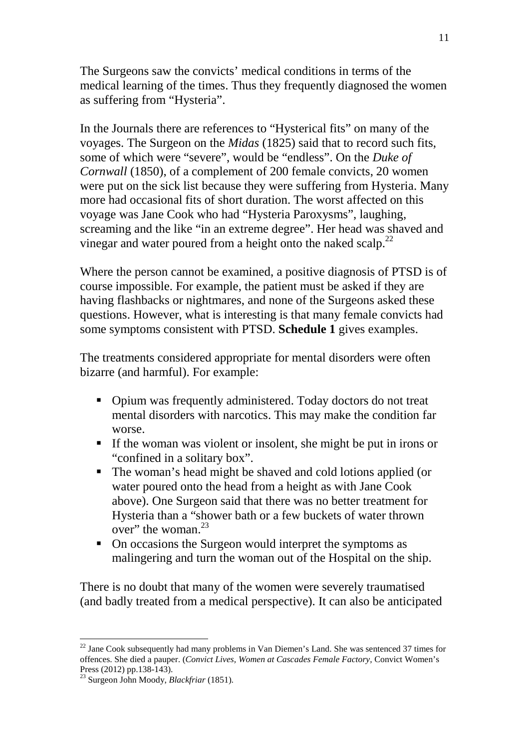The Surgeons saw the convicts' medical conditions in terms of the medical learning of the times. Thus they frequently diagnosed the women as suffering from "Hysteria".

In the Journals there are references to "Hysterical fits" on many of the voyages. The Surgeon on the *Midas* (1825) said that to record such fits, some of which were "severe", would be "endless". On the *Duke of Cornwall* (1850), of a complement of 200 female convicts, 20 women were put on the sick list because they were suffering from Hysteria. Many more had occasional fits of short duration. The worst affected on this voyage was Jane Cook who had "Hysteria Paroxysms", laughing, screaming and the like "in an extreme degree". Her head was shaved and vinegar and water poured from a height onto the naked scalp.[22]

Where the person cannot be examined, a positive diagnosis of PTSD is of course impossible. For example, the patient must be asked if they are having flashbacks or nightmares, and none of the Surgeons asked these questions. However, what is interesting is that many female convicts had some symptoms consistent with PTSD. **Schedule 1** gives examples.

The treatments considered appropriate for mental disorders were often bizarre (and harmful). For example:

- Opium was frequently administered. Today doctors do not treat mental disorders with narcotics. This may make the condition far worse.
- If the woman was violent or insolent, she might be put in irons or "confined in a solitary box".
- The woman's head might be shaved and cold lotions applied (or water poured onto the head from a height as with Jane Cook above). One Surgeon said that there was no better treatment for Hysteria than a "shower bath or a few buckets of water thrown over" the woman.[23]
- On occasions the Surgeon would interpret the symptoms as malingering and turn the woman out of the Hospital on the ship.

There is no doubt that many of the women were severely traumatised (and badly treated from a medical perspective). It can also be anticipated

[22] Jane Cook subsequently had many problems in Van Diemen's Land. She was sentenced 37 times for offences. She died a pauper. (*Convict Lives, Women at Cascades Female Factory*, Convict Women's Press (2012) pp.138-143).

[23] Surgeon John Moody, *Blackfriar* (1851).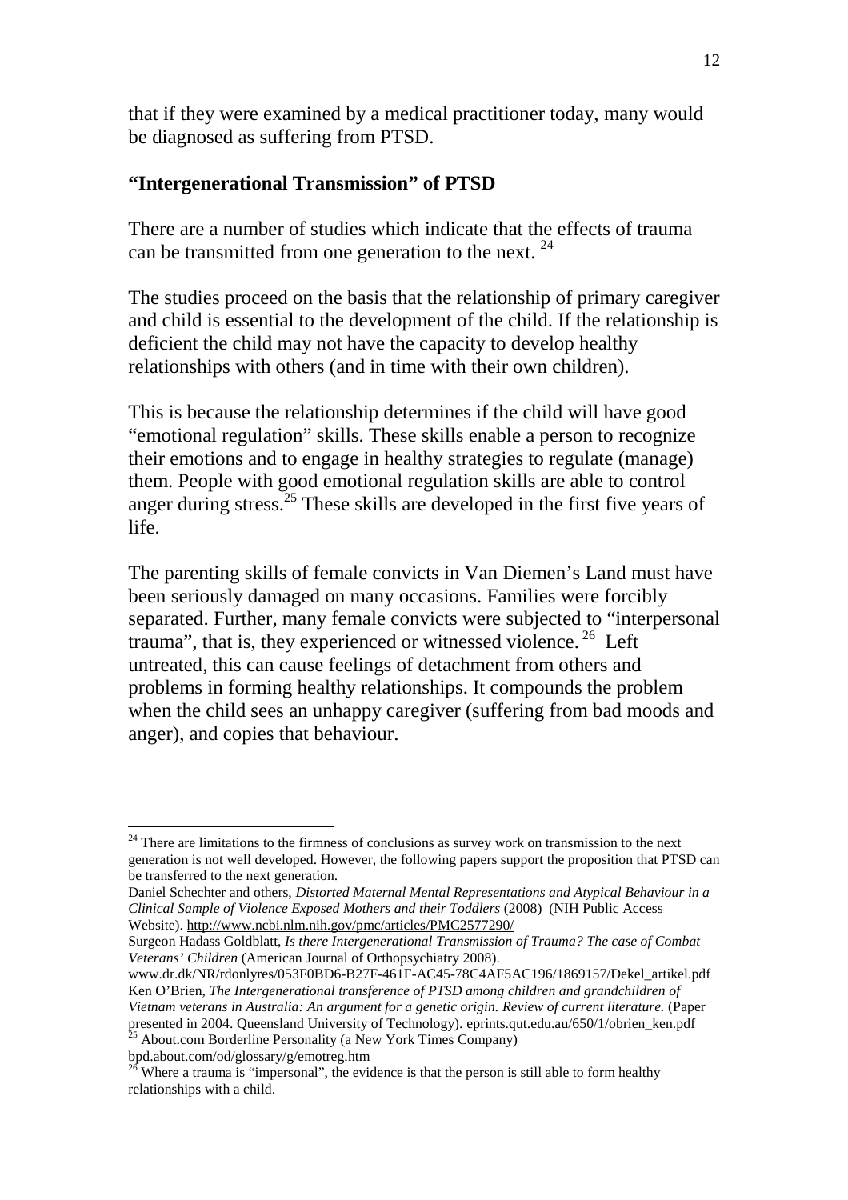that if they were examined by a medical practitioner today, many would be diagnosed as suffering from PTSD.

**"Intergenerational Transmission" of PTSD**

There are a number of studies which indicate that the effects of trauma can be transmitted from one generation to the next. [24]

The studies proceed on the basis that the relationship of primary caregiver and child is essential to the development of the child. If the relationship is deficient the child may not have the capacity to develop healthy relationships with others (and in time with their own children).

This is because the relationship determines if the child will have good "emotional regulation" skills. These skills enable a person to recognize their emotions and to engage in healthy strategies to regulate (manage) them. People with good emotional regulation skills are able to control anger during stress.[25] These skills are developed in the first five years of life.

The parenting skills of female convicts in Van Diemen's Land must have been seriously damaged on many occasions. Families were forcibly separated. Further, many female convicts were subjected to "interpersonal trauma", that is, they experienced or witnessed violence. [26] Left untreated, this can cause feelings of detachment from others and problems in forming healthy relationships. It compounds the problem when the child sees an unhappy caregiver (suffering from bad moods and anger), and copies that behaviour.

---

[24] There are limitations to the firmness of conclusions as survey work on transmission to the next generation is not well developed. However, the following papers support the proposition that PTSD can be transferred to the next generation.

Daniel Schechter and others, *Distorted Maternal Mental Representations and Atypical Behaviour in a Clinical Sample of Violence Exposed Mothers and their Toddlers* (2008) (NIH Public Access Website). http://www.ncbi.nlm.nih.gov/pmc/articles/PMC2577290/

Surgeon Hadass Goldblatt, *Is there Intergenerational Transmission of Trauma? The case of Combat Veterans' Children* (American Journal of Orthopsychiatry 2008).

www.dr.dk/NR/rdonlyres/053F0BD6-B27F-461F-AC45-78C4AF5AC196/1869157/Dekel_artikel.pdf

Ken O'Brien, *The Intergenerational transference of PTSD among children and grandchildren of Vietnam veterans in Australia: An argument for a genetic origin. Review of current literature.* (Paper presented in 2004. Queensland University of Technology). eprints.qut.edu.au/650/1/obrien_ken.pdf

[25] About.com Borderline Personality (a New York Times Company) bpd.about.com/od/glossary/g/emotreg.htm

[26] Where a trauma is "impersonal", the evidence is that the person is still able to form healthy relationships with a child.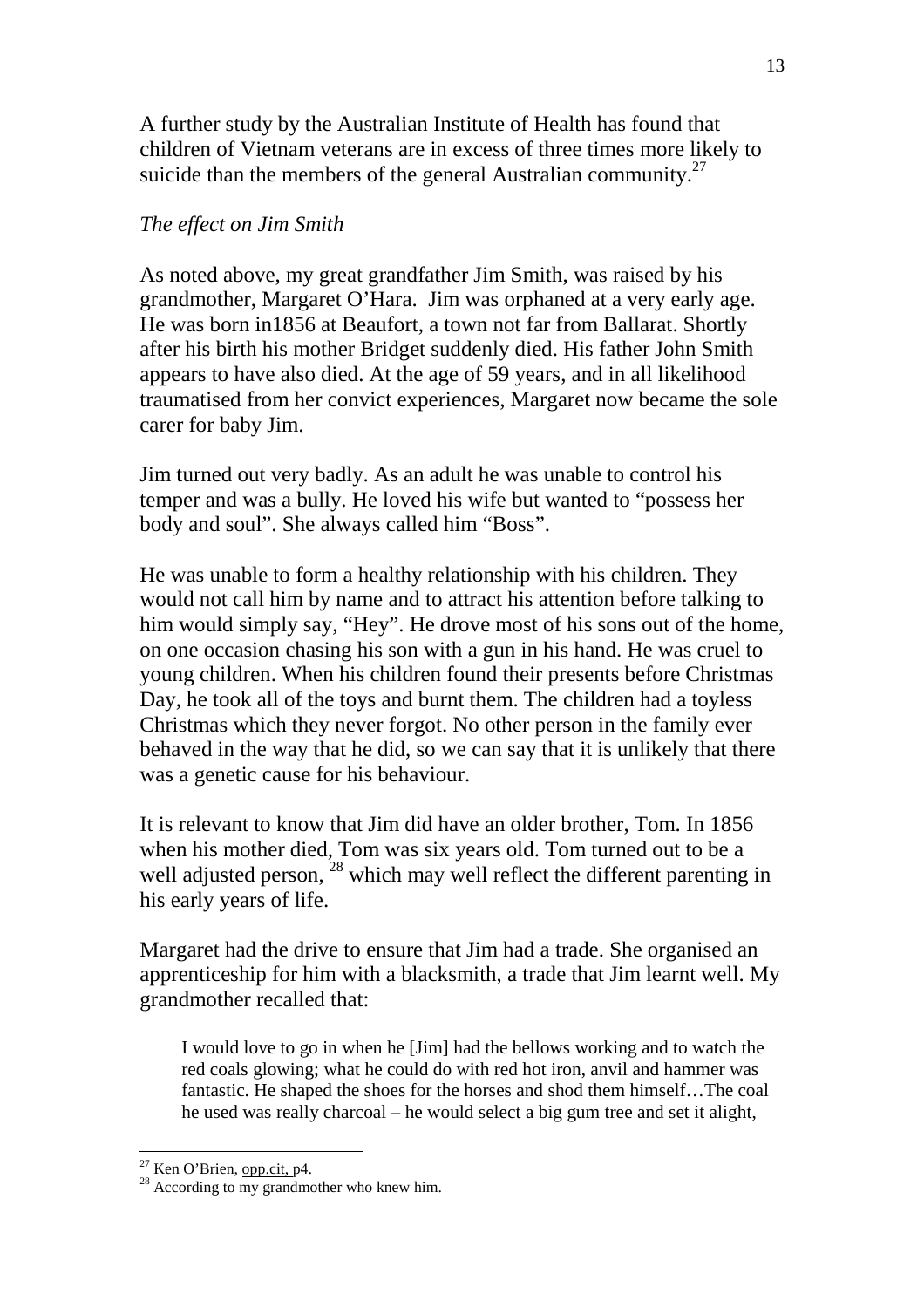A further study by the Australian Institute of Health has found that children of Vietnam veterans are in excess of three times more likely to suicide than the members of the general Australian community.[27]

*The effect on Jim Smith*

As noted above, my great grandfather Jim Smith, was raised by his grandmother, Margaret O'Hara. Jim was orphaned at a very early age. He was born in1856 at Beaufort, a town not far from Ballarat. Shortly after his birth his mother Bridget suddenly died. His father John Smith appears to have also died. At the age of 59 years, and in all likelihood traumatised from her convict experiences, Margaret now became the sole carer for baby Jim.

Jim turned out very badly. As an adult he was unable to control his temper and was a bully. He loved his wife but wanted to "possess her body and soul". She always called him "Boss".

He was unable to form a healthy relationship with his children. They would not call him by name and to attract his attention before talking to him would simply say, "Hey". He drove most of his sons out of the home, on one occasion chasing his son with a gun in his hand. He was cruel to young children. When his children found their presents before Christmas Day, he took all of the toys and burnt them. The children had a toyless Christmas which they never forgot. No other person in the family ever behaved in the way that he did, so we can say that it is unlikely that there was a genetic cause for his behaviour.

It is relevant to know that Jim did have an older brother, Tom. In 1856 when his mother died, Tom was six years old. Tom turned out to be a well adjusted person, [28] which may well reflect the different parenting in his early years of life.

Margaret had the drive to ensure that Jim had a trade. She organised an apprenticeship for him with a blacksmith, a trade that Jim learnt well. My grandmother recalled that:

> I would love to go in when he [Jim] had the bellows working and to watch the red coals glowing; what he could do with red hot iron, anvil and hammer was fantastic. He shaped the shoes for the horses and shod them himself…The coal he used was really charcoal – he would select a big gum tree and set it alight,

---

[27] Ken O'Brien, opp.cit, p4.

[28] According to my grandmother who knew him.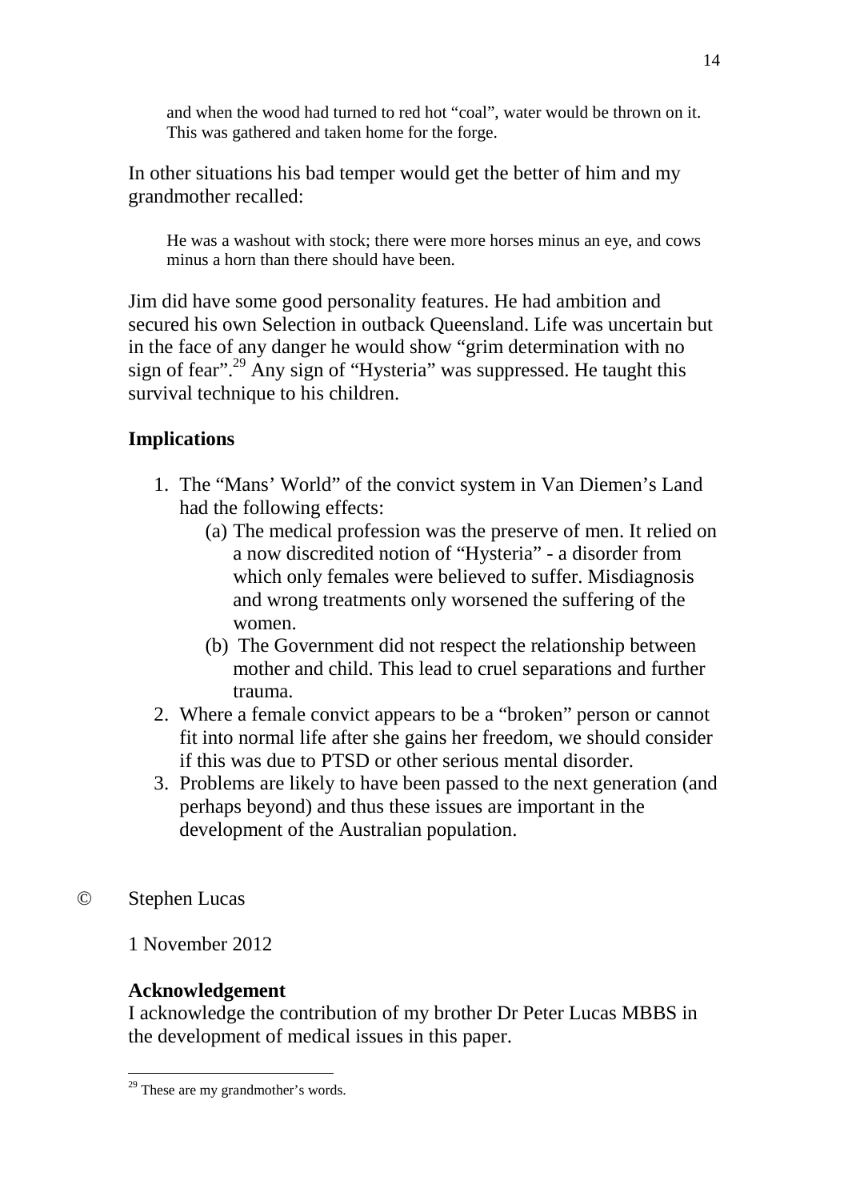> and when the wood had turned to red hot "coal", water would be thrown on it. This was gathered and taken home for the forge.

In other situations his bad temper would get the better of him and my grandmother recalled:

> He was a washout with stock; there were more horses minus an eye, and cows minus a horn than there should have been.

Jim did have some good personality features. He had ambition and secured his own Selection in outback Queensland. Life was uncertain but in the face of any danger he would show "grim determination with no sign of fear".[29] Any sign of "Hysteria" was suppressed. He taught this survival technique to his children.

## Implications

1. The "Mans' World" of the convict system in Van Diemen's Land had the following effects:
   - (a) The medical profession was the preserve of men. It relied on a now discredited notion of "Hysteria" - a disorder from which only females were believed to suffer. Misdiagnosis and wrong treatments only worsened the suffering of the women.
   - (b) The Government did not respect the relationship between mother and child. This lead to cruel separations and further trauma.
2. Where a female convict appears to be a "broken" person or cannot fit into normal life after she gains her freedom, we should consider if this was due to PTSD or other serious mental disorder.
3. Problems are likely to have been passed to the next generation (and perhaps beyond) and thus these issues are important in the development of the Australian population.

© Stephen Lucas

1 November 2012

**Acknowledgement**

I acknowledge the contribution of my brother Dr Peter Lucas MBBS in the development of medical issues in this paper.

---

[29] These are my grandmother's words.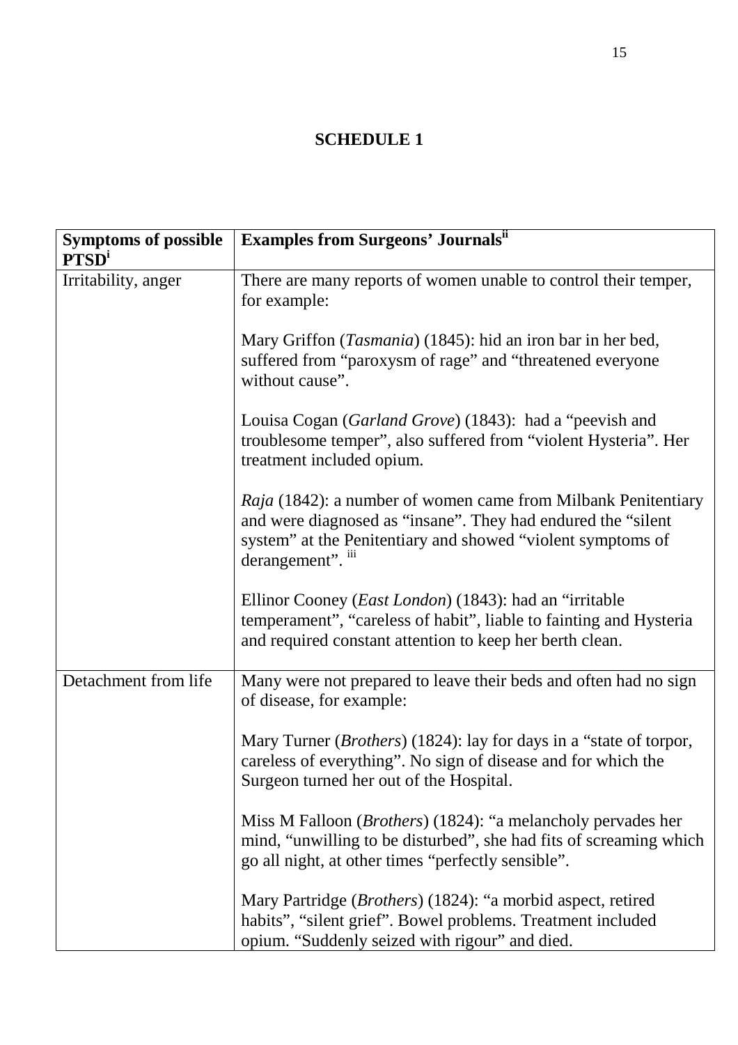# SCHEDULE 1

| Symptoms of possible PTSD[i] | Examples from Surgeons' Journals[ii] |
|---|---|
| Irritability, anger | There are many reports of women unable to control their temper, for example:<br><br>Mary Griffon (*Tasmania*) (1845): hid an iron bar in her bed, suffered from "paroxysm of rage" and "threatened everyone without cause".<br><br>Louisa Cogan (*Garland Grove*) (1843): had a "peevish and troublesome temper", also suffered from "violent Hysteria". Her treatment included opium.<br><br>*Raja* (1842): a number of women came from Milbank Penitentiary and were diagnosed as "insane". They had endured the "silent system" at the Penitentiary and showed "violent symptoms of derangement". [iii]<br><br>Ellinor Cooney (*East London*) (1843): had an "irritable temperament", "careless of habit", liable to fainting and Hysteria and required constant attention to keep her berth clean. |
| Detachment from life | Many were not prepared to leave their beds and often had no sign of disease, for example:<br><br>Mary Turner (*Brothers*) (1824): lay for days in a "state of torpor, careless of everything". No sign of disease and for which the Surgeon turned her out of the Hospital.<br><br>Miss M Falloon (*Brothers*) (1824): "a melancholy pervades her mind, "unwilling to be disturbed", she had fits of screaming which go all night, at other times "perfectly sensible".<br><br>Mary Partridge (*Brothers*) (1824): "a morbid aspect, retired habits", "silent grief". Bowel problems. Treatment included opium. "Suddenly seized with rigour" and died. |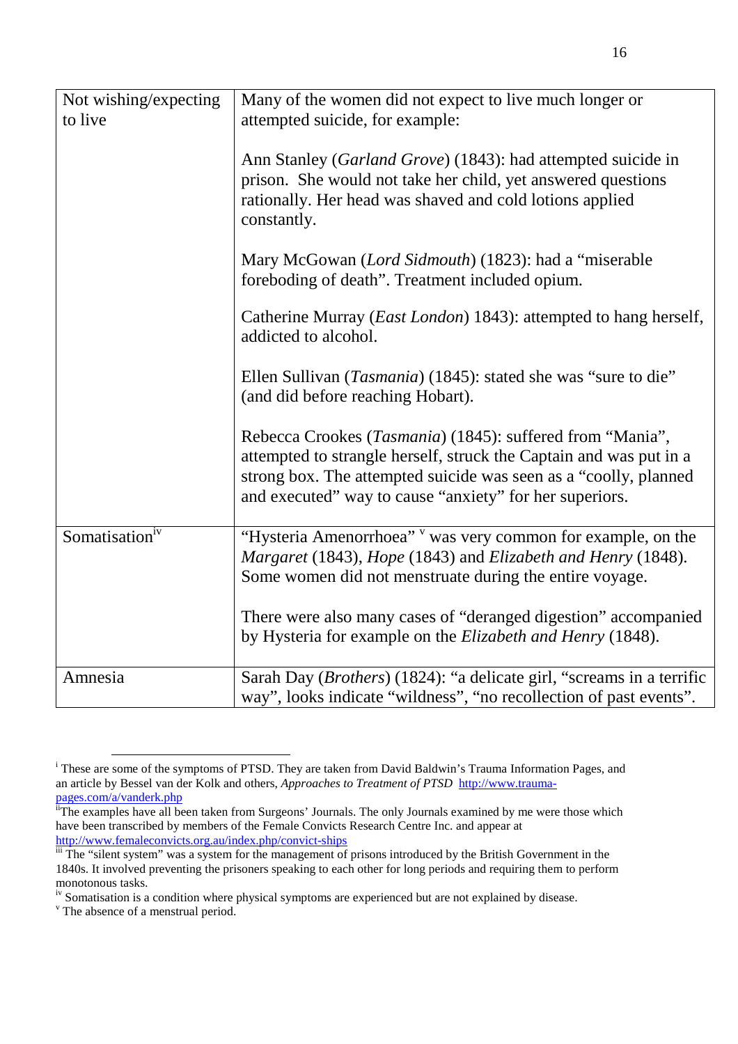| | |
|---|---|
| Not wishing/expecting to live | Many of the women did not expect to live much longer or attempted suicide, for example:<br><br>Ann Stanley (*Garland Grove*) (1843): had attempted suicide in prison. She would not take her child, yet answered questions rationally. Her head was shaved and cold lotions applied constantly.<br><br>Mary McGowan (*Lord Sidmouth*) (1823): had a "miserable foreboding of death". Treatment included opium.<br><br>Catherine Murray (*East London*) 1843): attempted to hang herself, addicted to alcohol.<br><br>Ellen Sullivan (*Tasmania*) (1845): stated she was "sure to die" (and did before reaching Hobart).<br><br>Rebecca Crookes (*Tasmania*) (1845): suffered from "Mania", attempted to strangle herself, struck the Captain and was put in a strong box. The attempted suicide was seen as a "coolly, planned and executed" way to cause "anxiety" for her superiors. |
| Somatisation[iv] | "Hysteria Amenorrhoea" [v] was very common for example, on the *Margaret* (1843), *Hope* (1843) and *Elizabeth and Henry* (1848). Some women did not menstruate during the entire voyage.<br><br>There were also many cases of "deranged digestion" accompanied by Hysteria for example on the *Elizabeth and Henry* (1848). |
| Amnesia | Sarah Day (*Brothers*) (1824): "a delicate girl, "screams in a terrific way", looks indicate "wildness", "no recollection of past events". |

[i] These are some of the symptoms of PTSD. They are taken from David Baldwin's Trauma Information Pages, and an article by Bessel van der Kolk and others, *Approaches to Treatment of PTSD* http://www.trauma-pages.com/a/vanderk.php

[ii] The examples have all been taken from Surgeons' Journals. The only Journals examined by me were those which have been transcribed by members of the Female Convicts Research Centre Inc. and appear at http://www.femaleconvicts.org.au/index.php/convict-ships

[iii] The "silent system" was a system for the management of prisons introduced by the British Government in the 1840s. It involved preventing the prisoners speaking to each other for long periods and requiring them to perform monotonous tasks.

[iv] Somatisation is a condition where physical symptoms are experienced but are not explained by disease.

[v] The absence of a menstrual period.